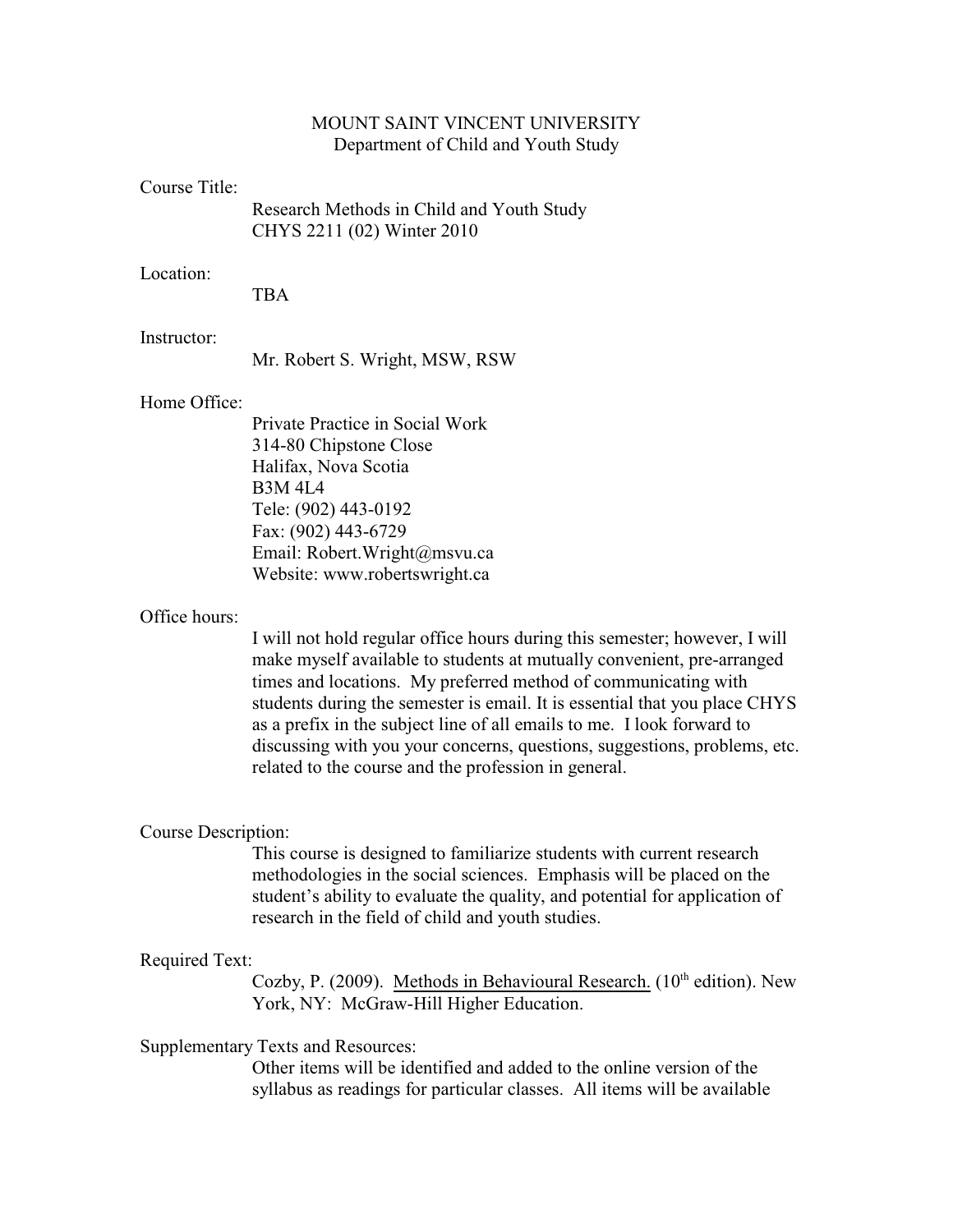# MOUNT SAINT VINCENT UNIVERSITY
## Department of Child and Youth Study

**Course Title:**

Research Methods in Child and Youth Study
CHYS 2211 (02) Winter 2010

**Location:**

TBA

**Instructor:**

Mr. Robert S. Wright, MSW, RSW

**Home Office:**

Private Practice in Social Work
314-80 Chipstone Close
Halifax, Nova Scotia
B3M 4L4
Tele: (902) 443-0192
Fax: (902) 443-6729
Email: Robert.Wright@msvu.ca
Website: www.robertswright.ca

**Office hours:**

I will not hold regular office hours during this semester; however, I will make myself available to students at mutually convenient, pre-arranged times and locations. My preferred method of communicating with students during the semester is email. It is essential that you place CHYS as a prefix in the subject line of all emails to me. I look forward to discussing with you your concerns, questions, suggestions, problems, etc. related to the course and the profession in general.

**Course Description:**

This course is designed to familiarize students with current research methodologies in the social sciences. Emphasis will be placed on the student's ability to evaluate the quality, and potential for application of research in the field of child and youth studies.

**Required Text:**

Cozby, P. (2009). Methods in Behavioural Research. (10th edition). New York, NY: McGraw-Hill Higher Education.

**Supplementary Texts and Resources:**

Other items will be identified and added to the online version of the syllabus as readings for particular classes. All items will be available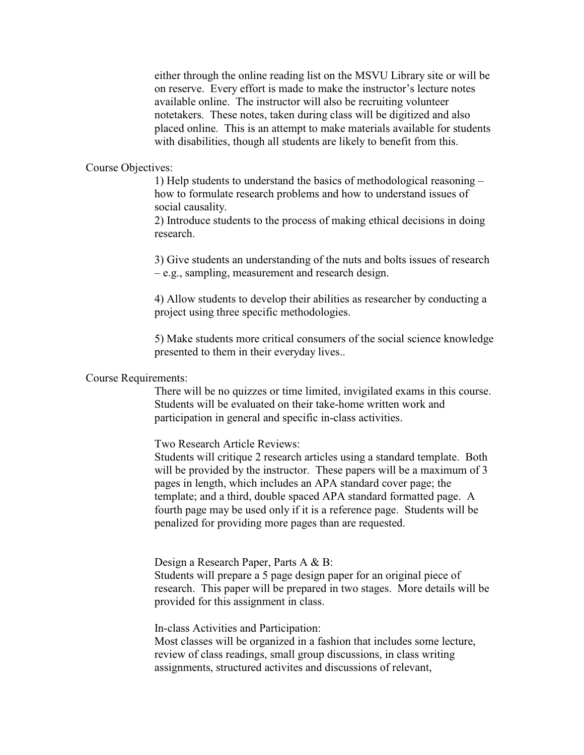either through the online reading list on the MSVU Library site or will be on reserve. Every effort is made to make the instructor's lecture notes available online. The instructor will also be recruiting volunteer notetakers. These notes, taken during class will be digitized and also placed online. This is an attempt to make materials available for students with disabilities, though all students are likely to benefit from this.

## Course Objectives:

1) Help students to understand the basics of methodological reasoning – how to formulate research problems and how to understand issues of social causality.
2) Introduce students to the process of making ethical decisions in doing research.

3) Give students an understanding of the nuts and bolts issues of research – e.g., sampling, measurement and research design.

4) Allow students to develop their abilities as researcher by conducting a project using three specific methodologies.

5) Make students more critical consumers of the social science knowledge presented to them in their everyday lives..

## Course Requirements:

There will be no quizzes or time limited, invigilated exams in this course. Students will be evaluated on their take-home written work and participation in general and specific in-class activities.

### Two Research Article Reviews:

Students will critique 2 research articles using a standard template. Both will be provided by the instructor. These papers will be a maximum of 3 pages in length, which includes an APA standard cover page; the template; and a third, double spaced APA standard formatted page. A fourth page may be used only if it is a reference page. Students will be penalized for providing more pages than are requested.

### Design a Research Paper, Parts A & B:

Students will prepare a 5 page design paper for an original piece of research. This paper will be prepared in two stages. More details will be provided for this assignment in class.

### In-class Activities and Participation:

Most classes will be organized in a fashion that includes some lecture, review of class readings, small group discussions, in class writing assignments, structured activites and discussions of relevant,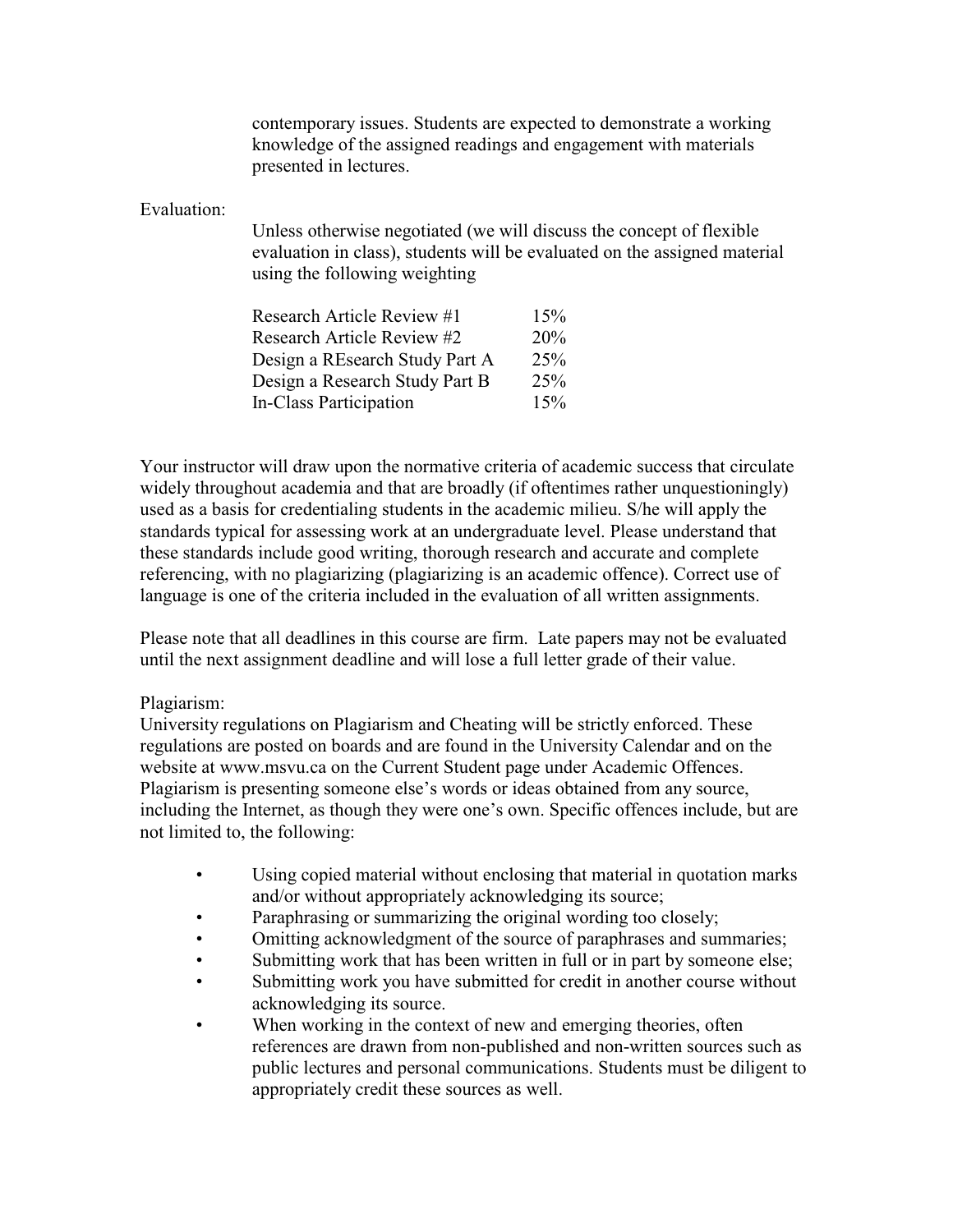contemporary issues. Students are expected to demonstrate a working knowledge of the assigned readings and engagement with materials presented in lectures.

Evaluation:

Unless otherwise negotiated (we will discuss the concept of flexible evaluation in class), students will be evaluated on the assigned material using the following weighting

| | |
|---|---|
| Research Article Review #1 | 15% |
| Research Article Review #2 | 20% |
| Design a REsearch Study Part A | 25% |
| Design a Research Study Part B | 25% |
| In-Class Participation | 15% |

Your instructor will draw upon the normative criteria of academic success that circulate widely throughout academia and that are broadly (if oftentimes rather unquestioningly) used as a basis for credentialing students in the academic milieu. S/he will apply the standards typical for assessing work at an undergraduate level. Please understand that these standards include good writing, thorough research and accurate and complete referencing, with no plagiarizing (plagiarizing is an academic offence). Correct use of language is one of the criteria included in the evaluation of all written assignments.

Please note that all deadlines in this course are firm. Late papers may not be evaluated until the next assignment deadline and will lose a full letter grade of their value.

Plagiarism:
University regulations on Plagiarism and Cheating will be strictly enforced. These regulations are posted on boards and are found in the University Calendar and on the website at www.msvu.ca on the Current Student page under Academic Offences. Plagiarism is presenting someone else's words or ideas obtained from any source, including the Internet, as though they were one's own. Specific offences include, but are not limited to, the following:

- Using copied material without enclosing that material in quotation marks and/or without appropriately acknowledging its source;
- Paraphrasing or summarizing the original wording too closely;
- Omitting acknowledgment of the source of paraphrases and summaries;
- Submitting work that has been written in full or in part by someone else;
- Submitting work you have submitted for credit in another course without acknowledging its source.
- When working in the context of new and emerging theories, often references are drawn from non-published and non-written sources such as public lectures and personal communications. Students must be diligent to appropriately credit these sources as well.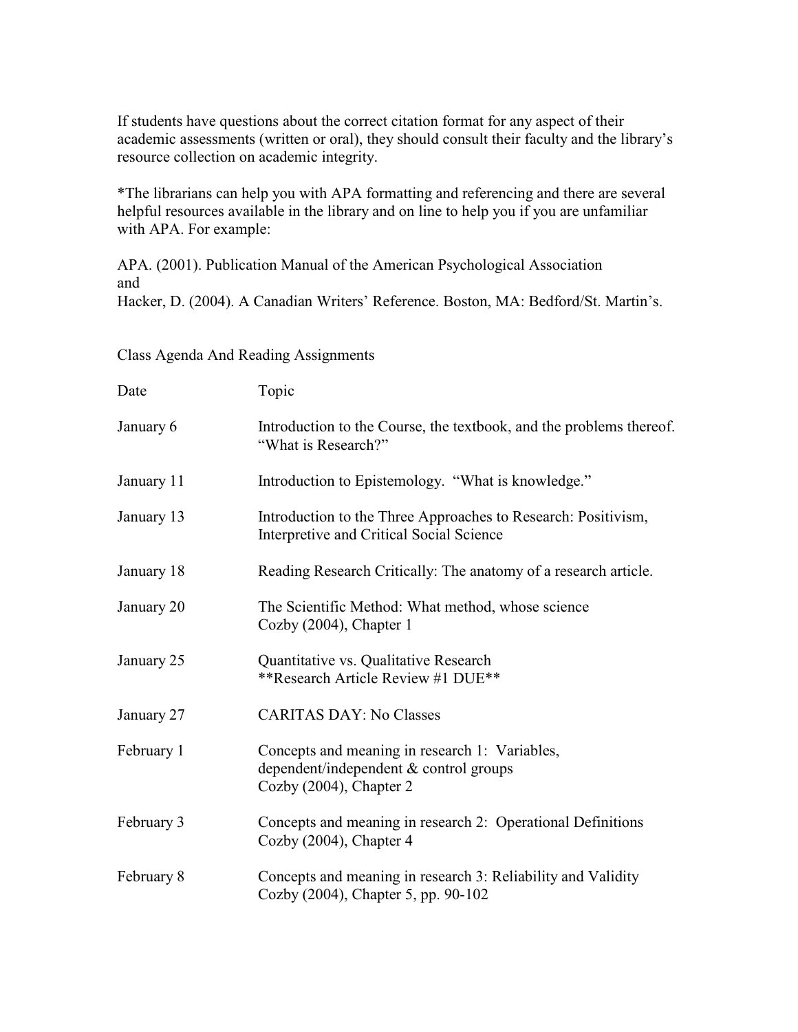If students have questions about the correct citation format for any aspect of their academic assessments (written or oral), they should consult their faculty and the library's resource collection on academic integrity.

*The librarians can help you with APA formatting and referencing and there are several helpful resources available in the library and on line to help you if you are unfamiliar with APA. For example:

APA. (2001). Publication Manual of the American Psychological Association
and
Hacker, D. (2004). A Canadian Writers' Reference. Boston, MA: Bedford/St. Martin's.

Class Agenda And Reading Assignments

| Date | Topic |
|---|---|
| January 6 | Introduction to the Course, the textbook, and the problems thereof. "What is Research?" |
| January 11 | Introduction to Epistemology. "What is knowledge." |
| January 13 | Introduction to the Three Approaches to Research: Positivism, Interpretive and Critical Social Science |
| January 18 | Reading Research Critically: The anatomy of a research article. |
| January 20 | The Scientific Method: What method, whose science<br>Cozby (2004), Chapter 1 |
| January 25 | Quantitative vs. Qualitative Research<br>**Research Article Review #1 DUE** |
| January 27 | CARITAS DAY: No Classes |
| February 1 | Concepts and meaning in research 1: Variables, dependent/independent & control groups<br>Cozby (2004), Chapter 2 |
| February 3 | Concepts and meaning in research 2: Operational Definitions<br>Cozby (2004), Chapter 4 |
| February 8 | Concepts and meaning in research 3: Reliability and Validity<br>Cozby (2004), Chapter 5, pp. 90-102 |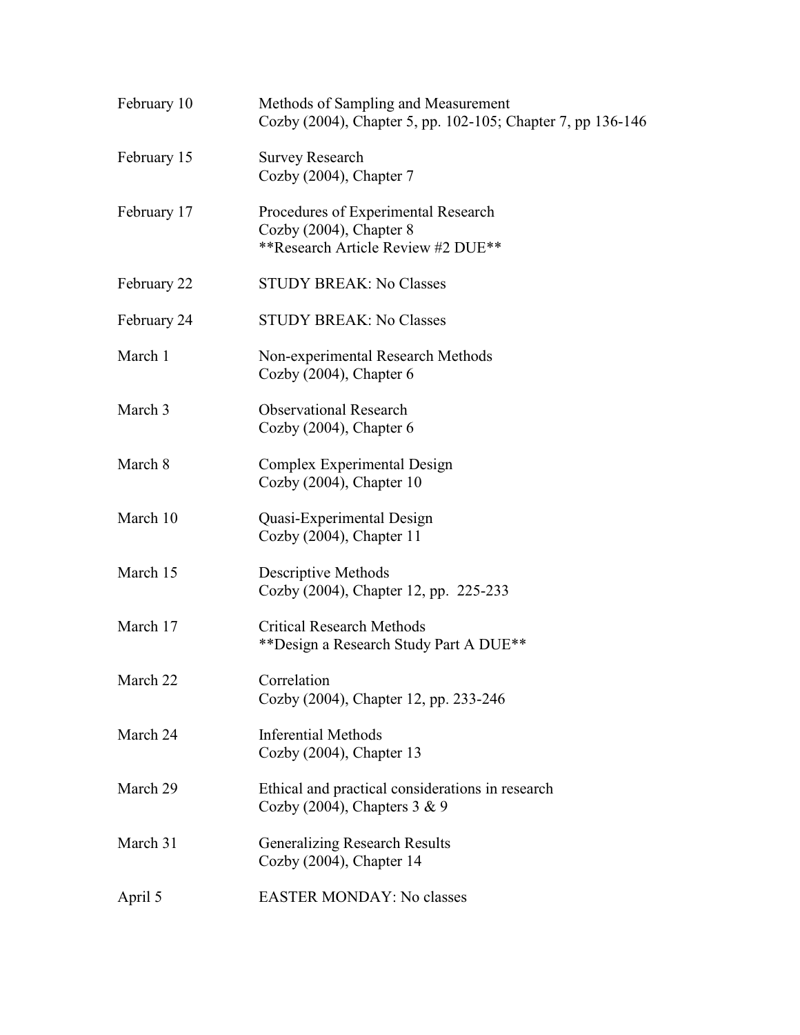| | |
|---|---|
| February 10 | Methods of Sampling and Measurement<br>Cozby (2004), Chapter 5, pp. 102-105; Chapter 7, pp 136-146 |
| February 15 | Survey Research<br>Cozby (2004), Chapter 7 |
| February 17 | Procedures of Experimental Research<br>Cozby (2004), Chapter 8<br>**Research Article Review #2 DUE** |
| February 22 | STUDY BREAK: No Classes |
| February 24 | STUDY BREAK: No Classes |
| March 1 | Non-experimental Research Methods<br>Cozby (2004), Chapter 6 |
| March 3 | Observational Research<br>Cozby (2004), Chapter 6 |
| March 8 | Complex Experimental Design<br>Cozby (2004), Chapter 10 |
| March 10 | Quasi-Experimental Design<br>Cozby (2004), Chapter 11 |
| March 15 | Descriptive Methods<br>Cozby (2004), Chapter 12, pp. 225-233 |
| March 17 | Critical Research Methods<br>**Design a Research Study Part A DUE** |
| March 22 | Correlation<br>Cozby (2004), Chapter 12, pp. 233-246 |
| March 24 | Inferential Methods<br>Cozby (2004), Chapter 13 |
| March 29 | Ethical and practical considerations in research<br>Cozby (2004), Chapters 3 & 9 |
| March 31 | Generalizing Research Results<br>Cozby (2004), Chapter 14 |
| April 5 | EASTER MONDAY: No classes |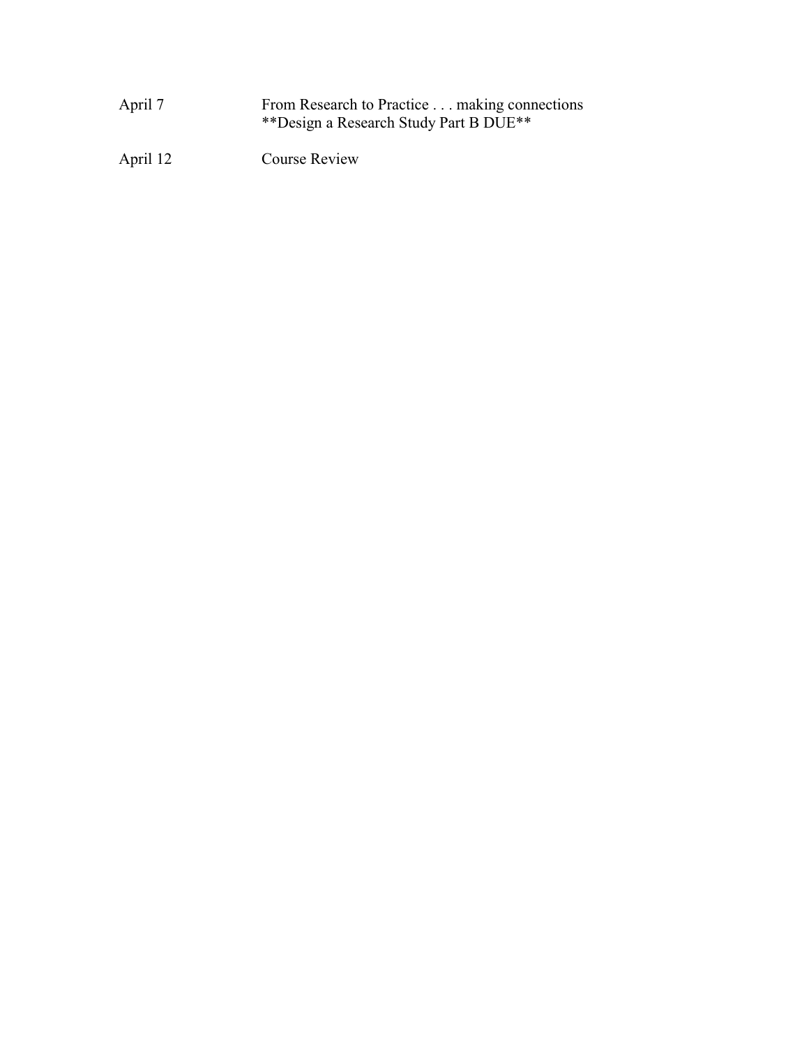| | |
|---|---|
| April 7 | From Research to Practice . . . making connections<br>**Design a Research Study Part B DUE** |
| April 12 | Course Review |